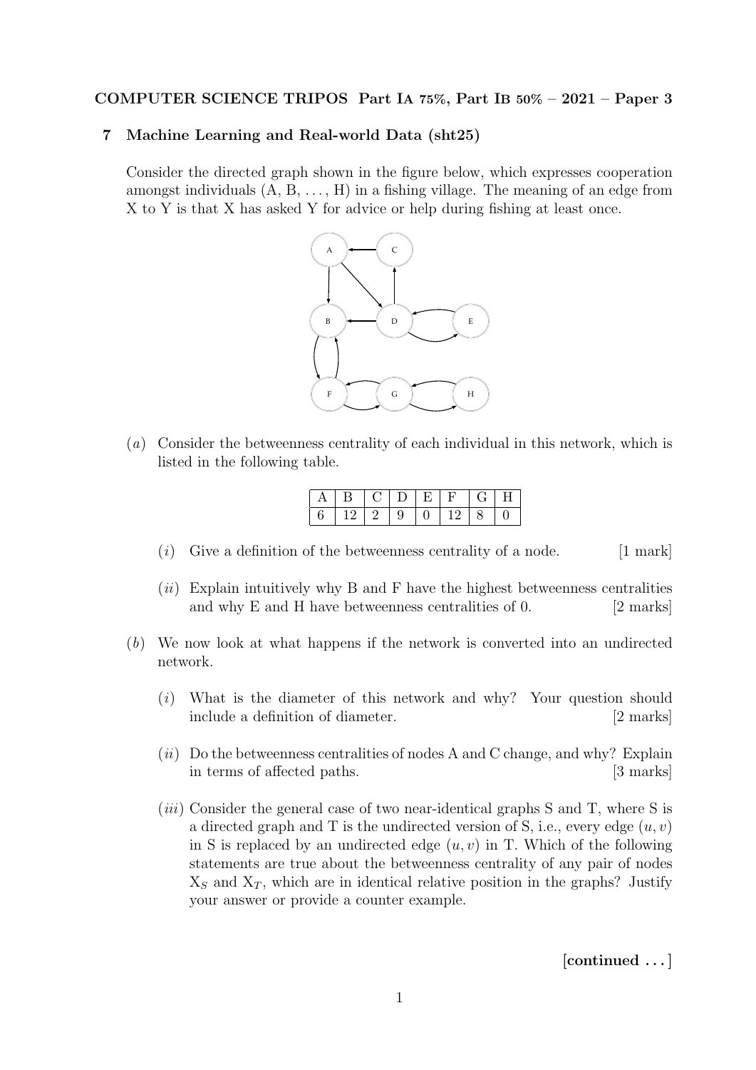**COMPUTER SCIENCE TRIPOS Part IA 75%, Part IB 50% – 2021 – Paper 3**

## 7 Machine Learning and Real-world Data (sht25)

Consider the directed graph shown in the figure below, which expresses cooperation amongst individuals (A, B, . . . , H) in a fishing village. The meaning of an edge from X to Y is that X has asked Y for advice or help during fishing at least once.

(*a*) Consider the betweenness centrality of each individual in this network, which is listed in the following table.

| A | B | C | D | E | F | G | H |
|---|---|---|---|---|---|---|---|
| 6 | 12 | 2 | 9 | 0 | 12 | 8 | 0 |

(*i*) Give a definition of the betweenness centrality of a node. [1 mark]

(*ii*) Explain intuitively why B and F have the highest betweenness centralities and why E and H have betweenness centralities of 0. [2 marks]

(*b*) We now look at what happens if the network is converted into an undirected network.

(*i*) What is the diameter of this network and why? Your question should include a definition of diameter. [2 marks]

(*ii*) Do the betweenness centralities of nodes A and C change, and why? Explain in terms of affected paths. [3 marks]

(*iii*) Consider the general case of two near-identical graphs S and T, where S is a directed graph and T is the undirected version of S, i.e., every edge $(u, v)$ in S is replaced by an undirected edge $(u, v)$ in T. Which of the following statements are true about the betweenness centrality of any pair of nodes $X_S$ and $X_T$, which are in identical relative position in the graphs? Justify your answer or provide a counter example.

**[continued . . . ]**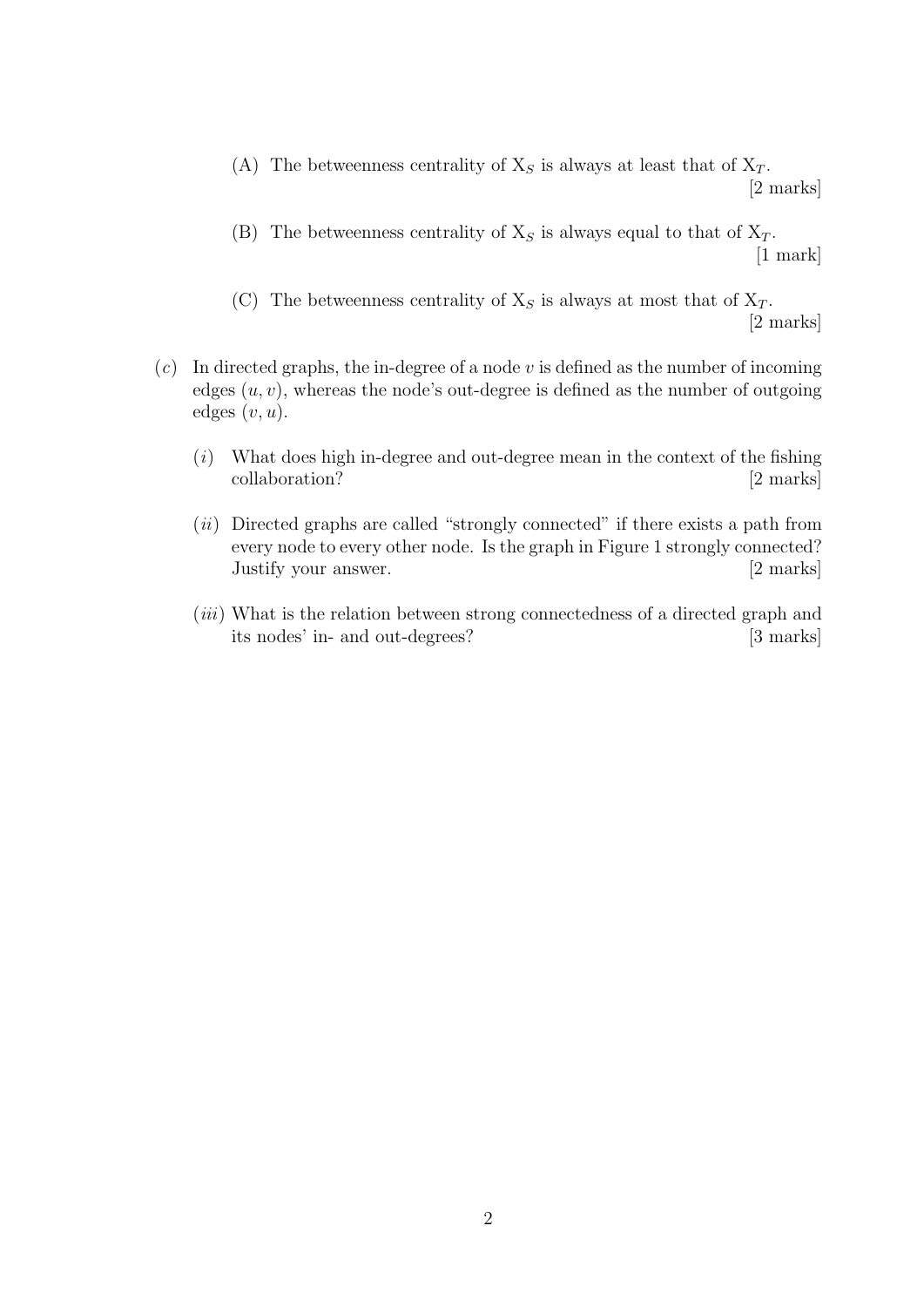(A) The betweenness centrality of $X_S$ is always at least that of $X_T$.
[2 marks]

(B) The betweenness centrality of $X_S$ is always equal to that of $X_T$.
[1 mark]

(C) The betweenness centrality of $X_S$ is always at most that of $X_T$.
[2 marks]

(*c*) In directed graphs, the in-degree of a node $v$ is defined as the number of incoming edges $(u, v)$, whereas the node's out-degree is defined as the number of outgoing edges $(v, u)$.

(*i*) What does high in-degree and out-degree mean in the context of the fishing collaboration? [2 marks]

(*ii*) Directed graphs are called "strongly connected" if there exists a path from every node to every other node. Is the graph in Figure 1 strongly connected? Justify your answer. [2 marks]

(*iii*) What is the relation between strong connectedness of a directed graph and its nodes' in- and out-degrees? [3 marks]